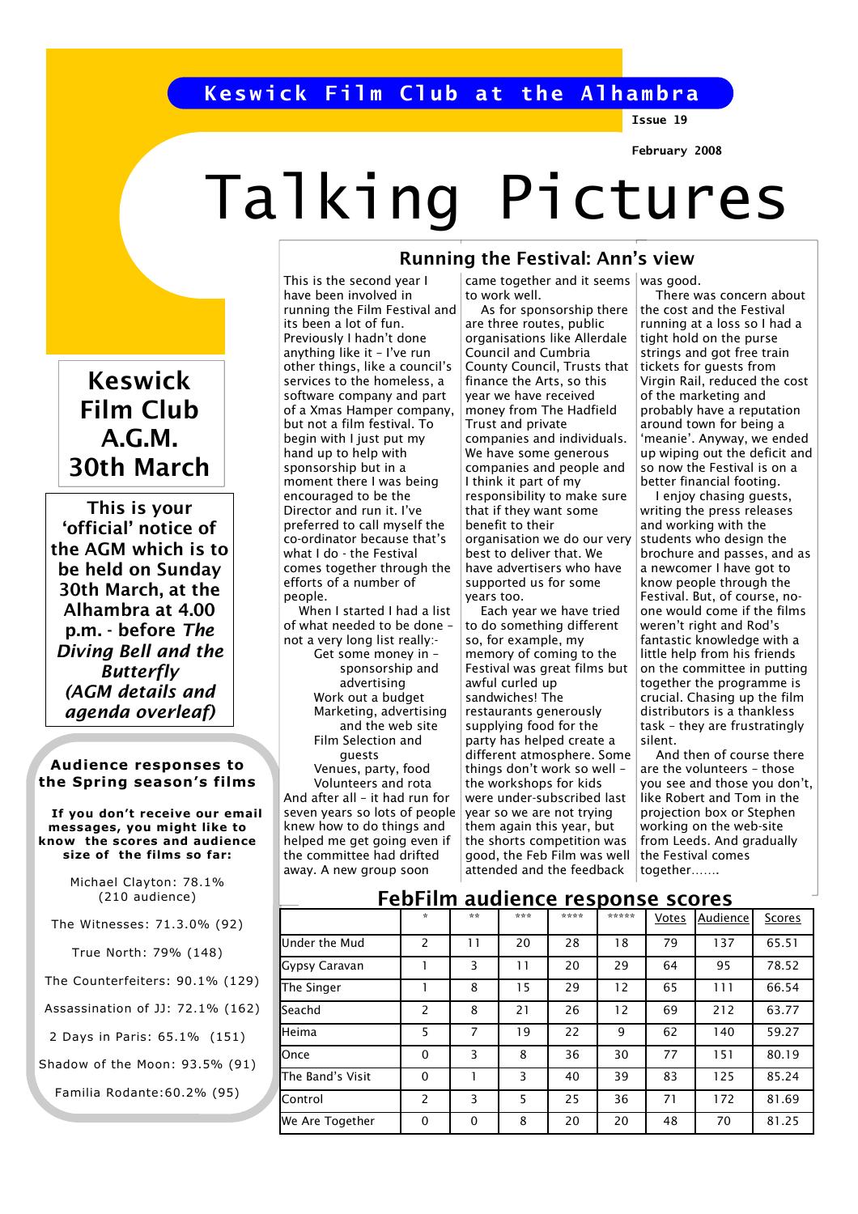Keswick Film Club at the Alhambra

Issue 19

February 2008

# Talking Pictures

## Keswick Film Club A.G.M. 30th March

**This is your 'official' notice of the AGM which is to be held on Sunday 30th March, at the Alhambra at 4.00 p.m. - before *The Diving Bell and the Butterfly* *(AGM details and agenda overleaf)***

## Running the Festival: Ann's view

This is the second year I have been involved in running the Film Festival and its been a lot of fun. Previously I hadn't done anything like it – I've run other things, like a council's services to the homeless, a software company and part of a Xmas Hamper company, but not a film festival. To begin with I just put my hand up to help with sponsorship but in a moment there I was being encouraged to be the Director and run it. I've preferred to call myself the co-ordinator because that's what I do - the Festival comes together through the efforts of a number of people.

When I started I had a list of what needed to be done – not a very long list really:-

- Get some money in – sponsorship and advertising
- Work out a budget
- Marketing, advertising and the web site
- Film Selection and guests
- Venues, party, food
- Volunteers and rota

And after all – it had run for seven years so lots of people knew how to do things and helped me get going even if the committee had drifted away. A new group soon came together and it seems to work well.

As for sponsorship there are three routes, public organisations like Allerdale Council and Cumbria County Council, Trusts that finance the Arts, so this year we have received money from The Hadfield Trust and private companies and individuals. We have some generous companies and people and I think it part of my responsibility to make sure that if they want some benefit to their organisation we do our very best to deliver that. We have advertisers who have supported us for some years too.

Each year we have tried to do something different so, for example, my memory of coming to the Festival was great films but awful curled up sandwiches! The restaurants generously supplying food for the party has helped create a different atmosphere. Some things don't work so well – the workshops for kids were under-subscribed last year so we are not trying them again this year, but the shorts competition was good, the Feb Film was well attended and the feedback was good.

There was concern about the cost and the Festival running at a loss so I had a tight hold on the purse strings and got free train tickets for guests from Virgin Rail, reduced the cost of the marketing and probably have a reputation around town for being a 'meanie'. Anyway, we ended up wiping out the deficit and so now the Festival is on a better financial footing.

I enjoy chasing guests, writing the press releases and working with the students who design the brochure and passes, and as a newcomer I have got to know people through the Festival. But, of course, no-one would come if the films weren't right and Rod's fantastic knowledge with a little help from his friends on the committee in putting together the programme is crucial. Chasing up the film distributors is a thankless task – they are frustratingly silent.

And then of course there are the volunteers – those you see and those you don't, like Robert and Tom in the projection box or Stephen working on the web-site from Leeds. And gradually the Festival comes together…….

## Audience responses to the Spring season's films

**If you don't receive our email messages, you might like to know the scores and audience size of the films so far:**

Michael Clayton: 78.1% (210 audience)

The Witnesses: 71.3.0% (92)

True North: 79% (148)

The Counterfeiters: 90.1% (129)

Assassination of JJ: 72.1% (162)

2 Days in Paris: 65.1% (151)

Shadow of the Moon: 93.5% (91)

Familia Rodante:60.2% (95)

## FebFilm audience response scores

| | * | ** | *** | **** | ***** | Votes | Audience | Scores |
|---|---|---|---|---|---|---|---|---|
| Under the Mud | 2 | 11 | 20 | 28 | 18 | 79 | 137 | 65.51 |
| Gypsy Caravan | 1 | 3 | 11 | 20 | 29 | 64 | 95 | 78.52 |
| The Singer | 1 | 8 | 15 | 29 | 12 | 65 | 111 | 66.54 |
| Seachd | 2 | 8 | 21 | 26 | 12 | 69 | 212 | 63.77 |
| Heima | 5 | 7 | 19 | 22 | 9 | 62 | 140 | 59.27 |
| Once | 0 | 3 | 8 | 36 | 30 | 77 | 151 | 80.19 |
| The Band's Visit | 0 | 1 | 3 | 40 | 39 | 83 | 125 | 85.24 |
| Control | 2 | 3 | 5 | 25 | 36 | 71 | 172 | 81.69 |
| We Are Together | 0 | 0 | 8 | 20 | 20 | 48 | 70 | 81.25 |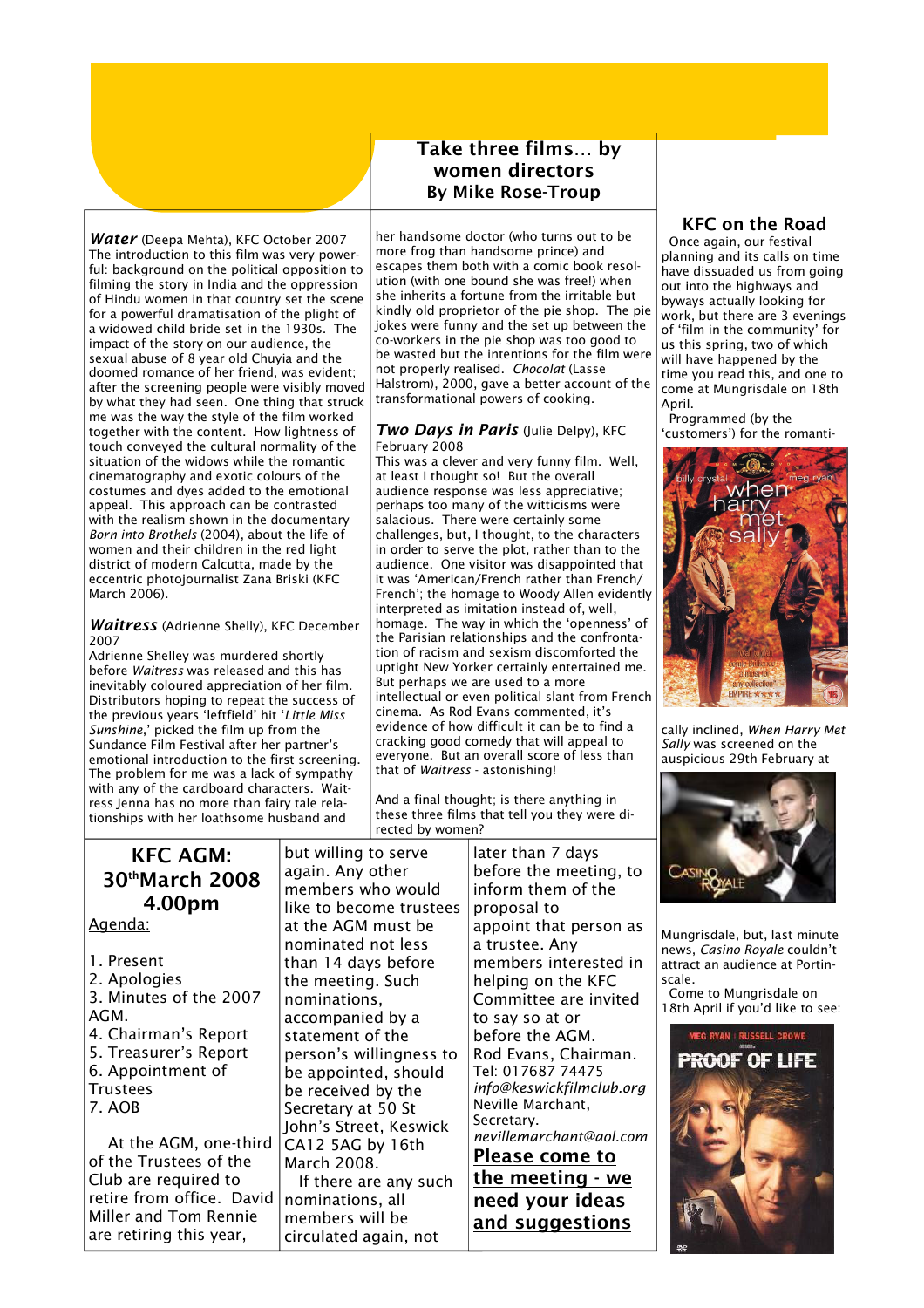## Take three films… by women directors
### By Mike Rose-Troup

***Water*** (Deepa Mehta), KFC October 2007
The introduction to this film was very powerful: background on the political opposition to filming the story in India and the oppression of Hindu women in that country set the scene for a powerful dramatisation of the plight of a widowed child bride set in the 1930s. The impact of the story on our audience, the sexual abuse of 8 year old Chuyia and the doomed romance of her friend, was evident; after the screening people were visibly moved by what they had seen. One thing that struck me was the way the style of the film worked together with the content. How lightness of touch conveyed the cultural normality of the situation of the widows while the romantic cinematography and exotic colours of the costumes and dyes added to the emotional appeal. This approach can be contrasted with the realism shown in the documentary *Born into Brothels* (2004), about the life of women and their children in the red light district of modern Calcutta, made by the eccentric photojournalist Zana Briski (KFC March 2006).

***Waitress*** (Adrienne Shelly), KFC December 2007
Adrienne Shelley was murdered shortly before *Waitress* was released and this has inevitably coloured appreciation of her film. Distributors hoping to repeat the success of the previous years 'leftfield' hit '*Little Miss Sunshine*,' picked the film up from the Sundance Film Festival after her partner's emotional introduction to the first screening. The problem for me was a lack of sympathy with any of the cardboard characters. Waitress Jenna has no more than fairy tale relationships with her loathsome husband and her handsome doctor (who turns out to be more frog than handsome prince) and escapes them both with a comic book resolution (with one bound she was free!) when she inherits a fortune from the irritable but kindly old proprietor of the pie shop. The pie jokes were funny and the set up between the co-workers in the pie shop was too good to be wasted but the intentions for the film were not properly realised. *Chocolat* (Lasse Halstrom), 2000, gave a better account of the transformational powers of cooking.

***Two Days in Paris*** (Julie Delpy), KFC February 2008
This was a clever and very funny film. Well, at least I thought so! But the overall audience response was less appreciative; perhaps too many of the witticisms were salacious. There were certainly some challenges, but, I thought, to the characters in order to serve the plot, rather than to the audience. One visitor was disappointed that it was 'American/French rather than French/French'; the homage to Woody Allen evidently interpreted as imitation instead of, well, homage. The way in which the 'openness' of the Parisian relationships and the confrontation of racism and sexism discomforted the uptight New Yorker certainly entertained me. But perhaps we are used to a more intellectual or even political slant from French cinema. As Rod Evans commented, it's evidence of how difficult it can be to find a cracking good comedy that will appeal to everyone. But an overall score of less than that of *Waitress* - astonishing!

And a final thought; is there anything in these three films that tell you they were directed by women?

## KFC on the Road

Once again, our festival planning and its calls on time have dissuaded us from going out into the highways and byways actually looking for work, but there are 3 evenings of 'film in the community' for us this spring, two of which will have happened by the time you read this, and one to come at Mungrisdale on 18th April.

Programmed (by the 'customers') for the romantically inclined, *When Harry Met Sally* was screened on the auspicious 29th February at Mungrisdale, but, last minute news, *Casino Royale* couldn't attract an audience at Portinscale.

Come to Mungrisdale on 18th April if you'd like to see:

## KFC AGM: 30th March 2008 4.00pm

Agenda:

1. Present
2. Apologies
3. Minutes of the 2007 AGM.
4. Chairman's Report
5. Treasurer's Report
6. Appointment of Trustees
7. AOB

At the AGM, one-third of the Trustees of the Club are required to retire from office. David Miller and Tom Rennie are retiring this year, but willing to serve again. Any other members who would like to become trustees at the AGM must be nominated not less than 14 days before the meeting. Such nominations, accompanied by a statement of the person's willingness to be appointed, should be received by the Secretary at 50 St John's Street, Keswick CA12 5AG by 16th March 2008.

If there are any such nominations, all members will be circulated again, not later than 7 days before the meeting, to inform them of the proposal to appoint that person as a trustee. Any members interested in helping on the KFC Committee are invited to say so at or before the AGM.

Rod Evans, Chairman.
Tel: 017687 74475
*info@keswickfilmclub.org*
Neville Marchant, Secretary.
*nevillemarchant@aol.com*

**Please come to the meeting - we need your ideas and suggestions**